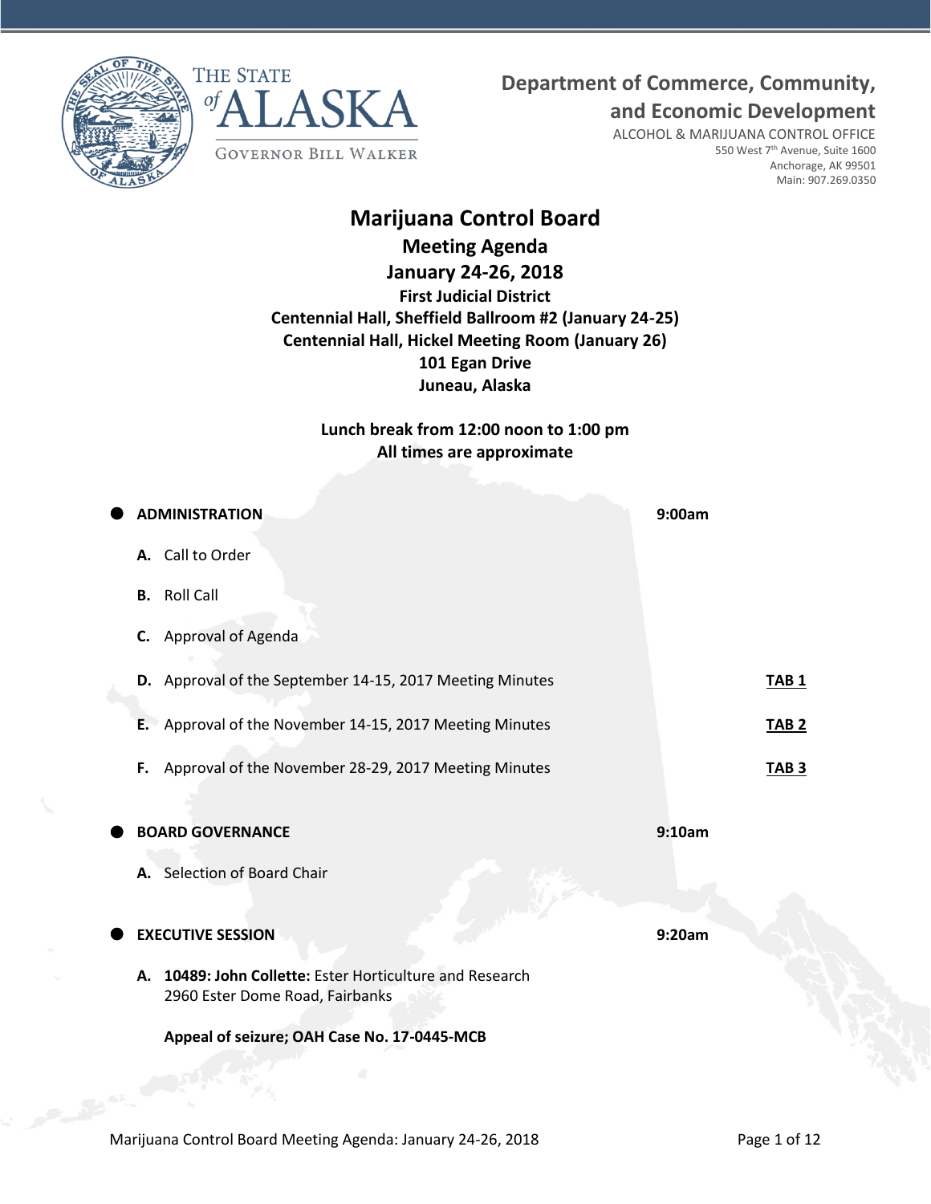THE STATE of ALASKA

GOVERNOR BILL WALKER

**Department of Commerce, Community, and Economic Development**

ALCOHOL & MARIJUANA CONTROL OFFICE
550 West 7th Avenue, Suite 1600
Anchorage, AK 99501
Main: 907.269.0350

# Marijuana Control Board

## Meeting Agenda

## January 24-26, 2018

**First Judicial District**
**Centennial Hall, Sheffield Ballroom #2 (January 24-25)**
**Centennial Hall, Hickel Meeting Room (January 26)**
**101 Egan Drive**
**Juneau, Alaska**

**Lunch break from 12:00 noon to 1:00 pm**
**All times are approximate**

- **ADMINISTRATION** — **9:00am**
  - **A.** Call to Order
  - **B.** Roll Call
  - **C.** Approval of Agenda
  - **D.** Approval of the September 14-15, 2017 Meeting Minutes — **TAB 1**
  - **E.** Approval of the November 14-15, 2017 Meeting Minutes — **TAB 2**
  - **F.** Approval of the November 28-29, 2017 Meeting Minutes — **TAB 3**

- **BOARD GOVERNANCE** — **9:10am**
  - **A.** Selection of Board Chair

- **EXECUTIVE SESSION** — **9:20am**
  - **A.** **10489: John Collette:** Ester Horticulture and Research
    2960 Ester Dome Road, Fairbanks

    **Appeal of seizure; OAH Case No. 17-0445-MCB**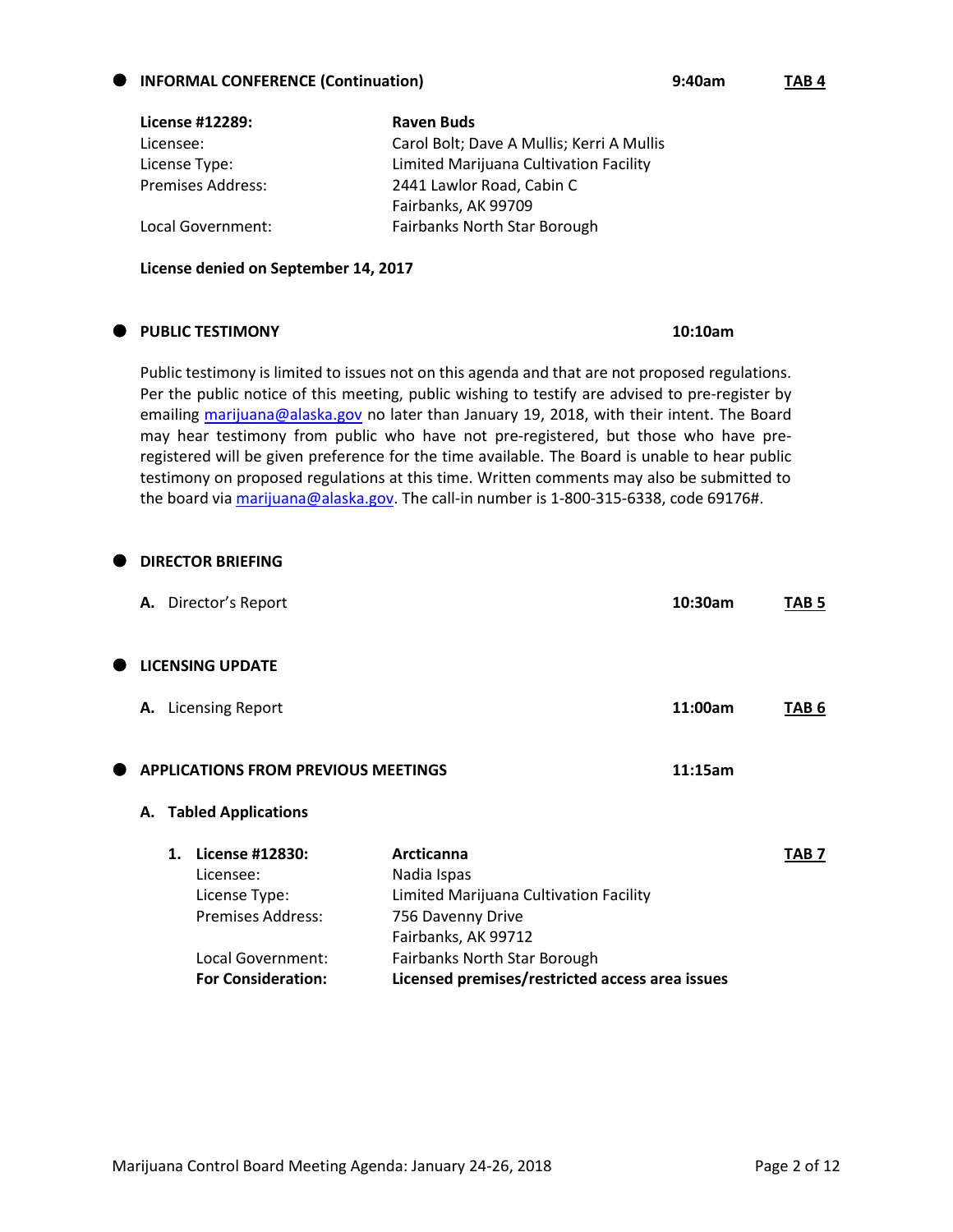- **INFORMAL CONFERENCE (Continuation)** **9:40am** **TAB 4**

| | |
|---|---|
| **License #12289:** | **Raven Buds** |
| Licensee: | Carol Bolt; Dave A Mullis; Kerri A Mullis |
| License Type: | Limited Marijuana Cultivation Facility |
| Premises Address: | 2441 Lawlor Road, Cabin C<br>Fairbanks, AK 99709 |
| Local Government: | Fairbanks North Star Borough |

**License denied on September 14, 2017**

- **PUBLIC TESTIMONY** **10:10am**

Public testimony is limited to issues not on this agenda and that are not proposed regulations. Per the public notice of this meeting, public wishing to testify are advised to pre-register by emailing marijuana@alaska.gov no later than January 19, 2018, with their intent. The Board may hear testimony from public who have not pre-registered, but those who have pre-registered will be given preference for the time available. The Board is unable to hear public testimony on proposed regulations at this time. Written comments may also be submitted to the board via marijuana@alaska.gov. The call-in number is 1-800-315-6338, code 69176#.

- **DIRECTOR BRIEFING**

  **A.** Director's Report **10:30am** **TAB 5**

- **LICENSING UPDATE**

  **A.** Licensing Report **11:00am** **TAB 6**

- **APPLICATIONS FROM PREVIOUS MEETINGS** **11:15am**

  **A. Tabled Applications**

  **1.** **TAB 7**

| | |
|---|---|
| **License #12830:** | **Arcticanna** |
| Licensee: | Nadia Ispas |
| License Type: | Limited Marijuana Cultivation Facility |
| Premises Address: | 756 Davenny Drive<br>Fairbanks, AK 99712 |
| Local Government: | Fairbanks North Star Borough |
| **For Consideration:** | **Licensed premises/restricted access area issues** |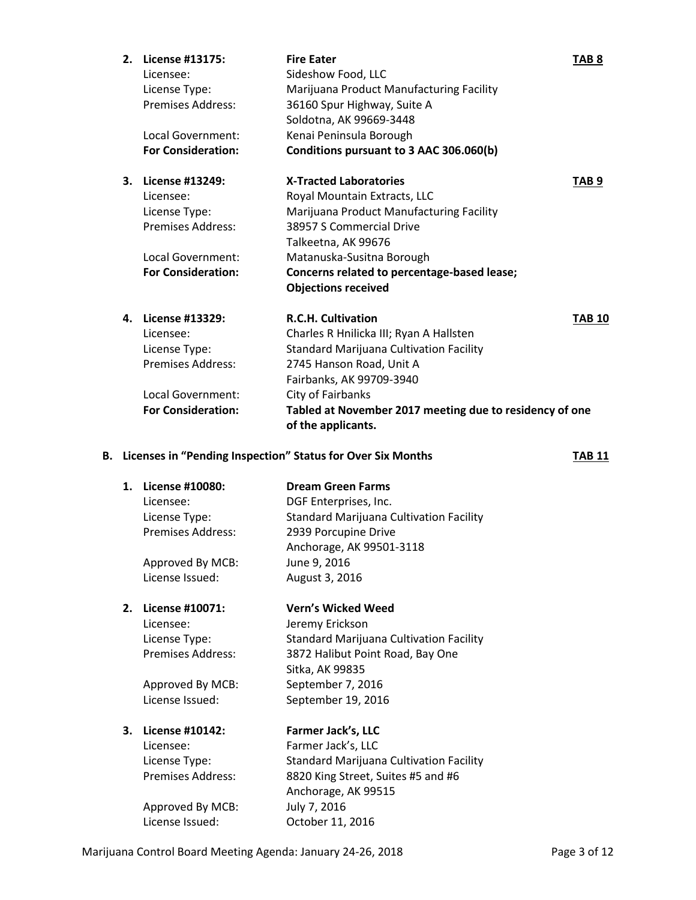2. **License #13175:** **Fire Eater** **TAB 8**
   Licensee: Sideshow Food, LLC
   License Type: Marijuana Product Manufacturing Facility
   Premises Address: 36160 Spur Highway, Suite A
   Soldotna, AK 99669-3448
   Local Government: Kenai Peninsula Borough
   **For Consideration:** **Conditions pursuant to 3 AAC 306.060(b)**

3. **License #13249:** **X-Tracted Laboratories** **TAB 9**
   Licensee: Royal Mountain Extracts, LLC
   License Type: Marijuana Product Manufacturing Facility
   Premises Address: 38957 S Commercial Drive
   Talkeetna, AK 99676
   Local Government: Matanuska-Susitna Borough
   **For Consideration:** **Concerns related to percentage-based lease; Objections received**

4. **License #13329:** **R.C.H. Cultivation** **TAB 10**
   Licensee: Charles R Hnilicka III; Ryan A Hallsten
   License Type: Standard Marijuana Cultivation Facility
   Premises Address: 2745 Hanson Road, Unit A
   Fairbanks, AK 99709-3940
   Local Government: City of Fairbanks
   **For Consideration:** **Tabled at November 2017 meeting due to residency of one of the applicants.**

**B. Licenses in "Pending Inspection" Status for Over Six Months** **TAB 11**

1. **License #10080:** **Dream Green Farms**
   Licensee: DGF Enterprises, Inc.
   License Type: Standard Marijuana Cultivation Facility
   Premises Address: 2939 Porcupine Drive
   Anchorage, AK 99501-3118
   Approved By MCB: June 9, 2016
   License Issued: August 3, 2016

2. **License #10071:** **Vern's Wicked Weed**
   Licensee: Jeremy Erickson
   License Type: Standard Marijuana Cultivation Facility
   Premises Address: 3872 Halibut Point Road, Bay One
   Sitka, AK 99835
   Approved By MCB: September 7, 2016
   License Issued: September 19, 2016

3. **License #10142:** **Farmer Jack's, LLC**
   Licensee: Farmer Jack's, LLC
   License Type: Standard Marijuana Cultivation Facility
   Premises Address: 8820 King Street, Suites #5 and #6
   Anchorage, AK 99515
   Approved By MCB: July 7, 2016
   License Issued: October 11, 2016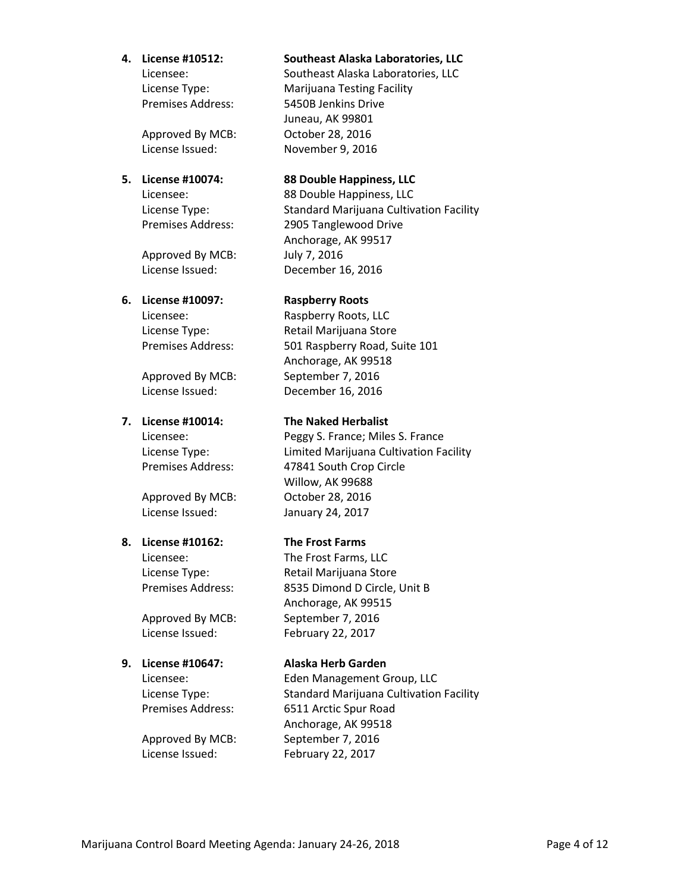4. **License #10512: Southeast Alaska Laboratories, LLC**

   Licensee: Southeast Alaska Laboratories, LLC
   License Type: Marijuana Testing Facility
   Premises Address: 5450B Jenkins Drive
   Juneau, AK 99801
   Approved By MCB: October 28, 2016
   License Issued: November 9, 2016

5. **License #10074: 88 Double Happiness, LLC**

   Licensee: 88 Double Happiness, LLC
   License Type: Standard Marijuana Cultivation Facility
   Premises Address: 2905 Tanglewood Drive
   Anchorage, AK 99517
   Approved By MCB: July 7, 2016
   License Issued: December 16, 2016

6. **License #10097: Raspberry Roots**

   Licensee: Raspberry Roots, LLC
   License Type: Retail Marijuana Store
   Premises Address: 501 Raspberry Road, Suite 101
   Anchorage, AK 99518
   Approved By MCB: September 7, 2016
   License Issued: December 16, 2016

7. **License #10014: The Naked Herbalist**

   Licensee: Peggy S. France; Miles S. France
   License Type: Limited Marijuana Cultivation Facility
   Premises Address: 47841 South Crop Circle
   Willow, AK 99688
   Approved By MCB: October 28, 2016
   License Issued: January 24, 2017

8. **License #10162: The Frost Farms**

   Licensee: The Frost Farms, LLC
   License Type: Retail Marijuana Store
   Premises Address: 8535 Dimond D Circle, Unit B
   Anchorage, AK 99515
   Approved By MCB: September 7, 2016
   License Issued: February 22, 2017

9. **License #10647: Alaska Herb Garden**

   Licensee: Eden Management Group, LLC
   License Type: Standard Marijuana Cultivation Facility
   Premises Address: 6511 Arctic Spur Road
   Anchorage, AK 99518
   Approved By MCB: September 7, 2016
   License Issued: February 22, 2017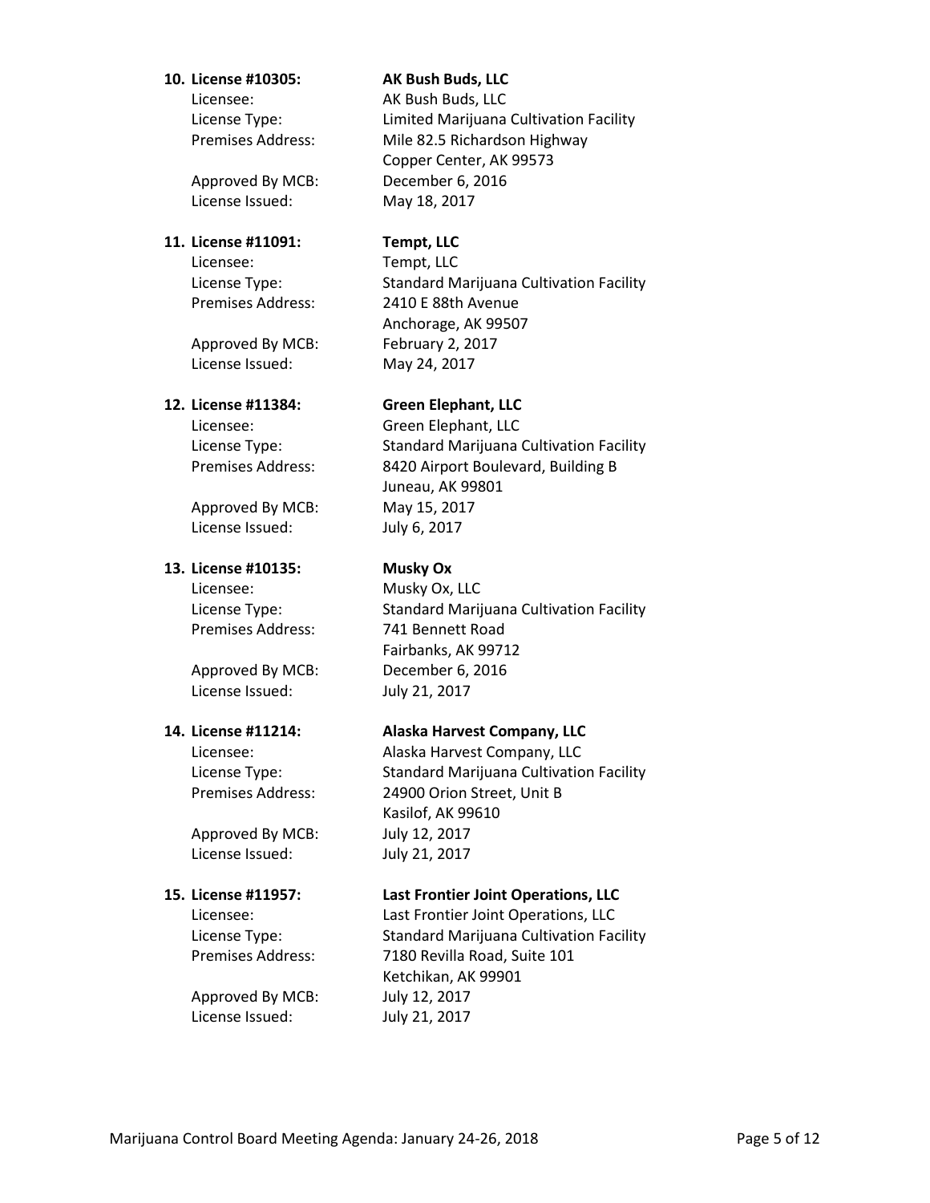10. **License #10305:** **AK Bush Buds, LLC**
    Licensee: AK Bush Buds, LLC
    License Type: Limited Marijuana Cultivation Facility
    Premises Address: Mile 82.5 Richardson Highway
    Copper Center, AK 99573
    Approved By MCB: December 6, 2016
    License Issued: May 18, 2017

11. **License #11091:** **Tempt, LLC**
    Licensee: Tempt, LLC
    License Type: Standard Marijuana Cultivation Facility
    Premises Address: 2410 E 88th Avenue
    Anchorage, AK 99507
    Approved By MCB: February 2, 2017
    License Issued: May 24, 2017

12. **License #11384:** **Green Elephant, LLC**
    Licensee: Green Elephant, LLC
    License Type: Standard Marijuana Cultivation Facility
    Premises Address: 8420 Airport Boulevard, Building B
    Juneau, AK 99801
    Approved By MCB: May 15, 2017
    License Issued: July 6, 2017

13. **License #10135:** **Musky Ox**
    Licensee: Musky Ox, LLC
    License Type: Standard Marijuana Cultivation Facility
    Premises Address: 741 Bennett Road
    Fairbanks, AK 99712
    Approved By MCB: December 6, 2016
    License Issued: July 21, 2017

14. **License #11214:** **Alaska Harvest Company, LLC**
    Licensee: Alaska Harvest Company, LLC
    License Type: Standard Marijuana Cultivation Facility
    Premises Address: 24900 Orion Street, Unit B
    Kasilof, AK 99610
    Approved By MCB: July 12, 2017
    License Issued: July 21, 2017

15. **License #11957:** **Last Frontier Joint Operations, LLC**
    Licensee: Last Frontier Joint Operations, LLC
    License Type: Standard Marijuana Cultivation Facility
    Premises Address: 7180 Revilla Road, Suite 101
    Ketchikan, AK 99901
    Approved By MCB: July 12, 2017
    License Issued: July 21, 2017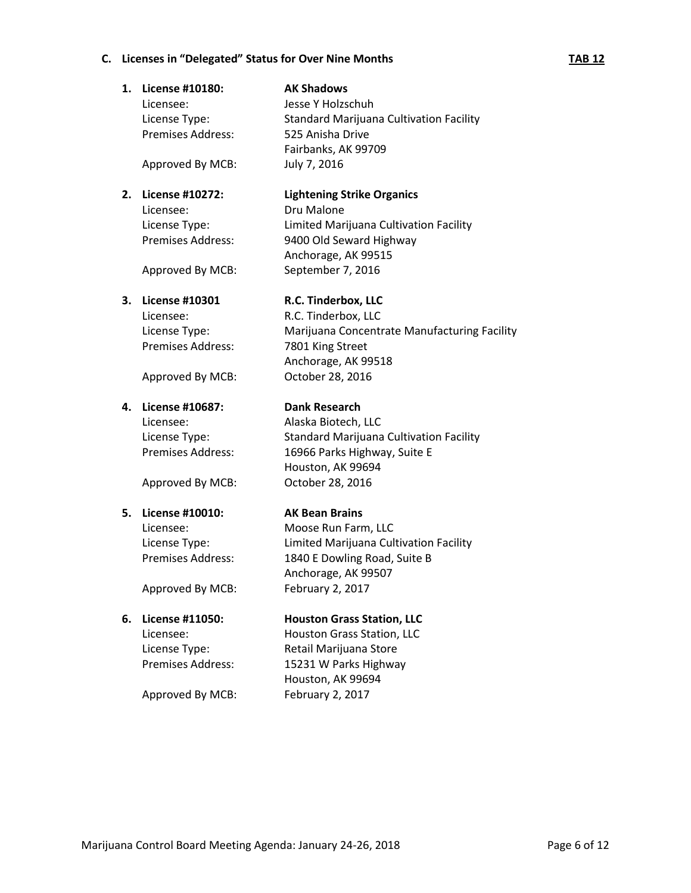### C. Licenses in "Delegated" Status for Over Nine Months **TAB 12**

1. **License #10180:** **AK Shadows**
   Licensee: Jesse Y Holzschuh
   License Type: Standard Marijuana Cultivation Facility
   Premises Address: 525 Anisha Drive
   Fairbanks, AK 99709
   Approved By MCB: July 7, 2016

2. **License #10272:** **Lightening Strike Organics**
   Licensee: Dru Malone
   License Type: Limited Marijuana Cultivation Facility
   Premises Address: 9400 Old Seward Highway
   Anchorage, AK 99515
   Approved By MCB: September 7, 2016

3. **License #10301** **R.C. Tinderbox, LLC**
   Licensee: R.C. Tinderbox, LLC
   License Type: Marijuana Concentrate Manufacturing Facility
   Premises Address: 7801 King Street
   Anchorage, AK 99518
   Approved By MCB: October 28, 2016

4. **License #10687:** **Dank Research**
   Licensee: Alaska Biotech, LLC
   License Type: Standard Marijuana Cultivation Facility
   Premises Address: 16966 Parks Highway, Suite E
   Houston, AK 99694
   Approved By MCB: October 28, 2016

5. **License #10010:** **AK Bean Brains**
   Licensee: Moose Run Farm, LLC
   License Type: Limited Marijuana Cultivation Facility
   Premises Address: 1840 E Dowling Road, Suite B
   Anchorage, AK 99507
   Approved By MCB: February 2, 2017

6. **License #11050:** **Houston Grass Station, LLC**
   Licensee: Houston Grass Station, LLC
   License Type: Retail Marijuana Store
   Premises Address: 15231 W Parks Highway
   Houston, AK 99694
   Approved By MCB: February 2, 2017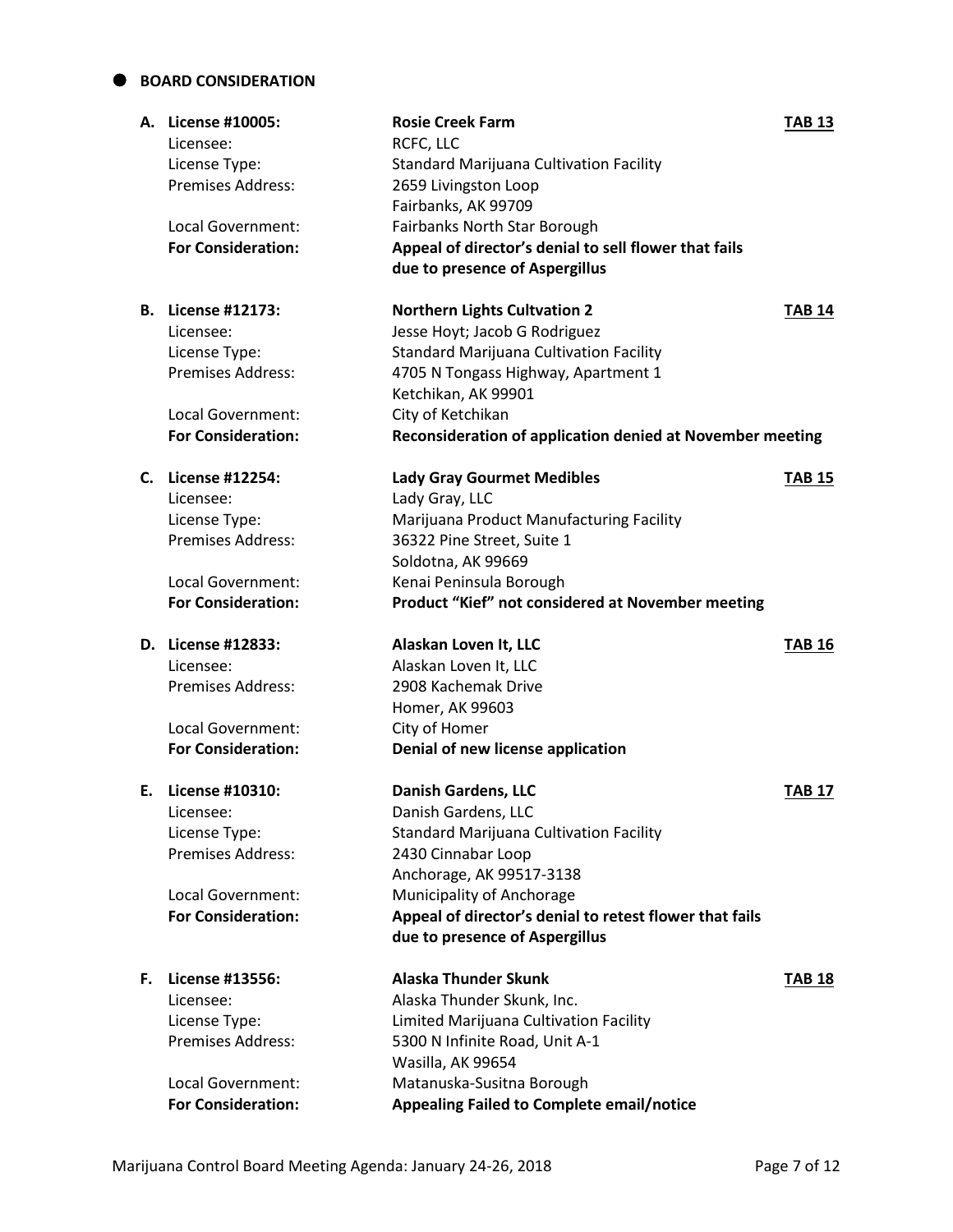## BOARD CONSIDERATION

**A. License #10005:** **Rosie Creek Farm** **TAB 13**

Licensee: RCFC, LLC
License Type: Standard Marijuana Cultivation Facility
Premises Address: 2659 Livingston Loop
Fairbanks, AK 99709
Local Government: Fairbanks North Star Borough
**For Consideration:** **Appeal of director's denial to sell flower that fails due to presence of Aspergillus**

**B. License #12173:** **Northern Lights Cultvation 2** **TAB 14**

Licensee: Jesse Hoyt; Jacob G Rodriguez
License Type: Standard Marijuana Cultivation Facility
Premises Address: 4705 N Tongass Highway, Apartment 1
Ketchikan, AK 99901
Local Government: City of Ketchikan
**For Consideration:** **Reconsideration of application denied at November meeting**

**C. License #12254:** **Lady Gray Gourmet Medibles** **TAB 15**

Licensee: Lady Gray, LLC
License Type: Marijuana Product Manufacturing Facility
Premises Address: 36322 Pine Street, Suite 1
Soldotna, AK 99669
Local Government: Kenai Peninsula Borough
**For Consideration:** **Product "Kief" not considered at November meeting**

**D. License #12833:** **Alaskan Loven It, LLC** **TAB 16**

Licensee: Alaskan Loven It, LLC
Premises Address: 2908 Kachemak Drive
Homer, AK 99603
Local Government: City of Homer
**For Consideration:** **Denial of new license application**

**E. License #10310:** **Danish Gardens, LLC** **TAB 17**

Licensee: Danish Gardens, LLC
License Type: Standard Marijuana Cultivation Facility
Premises Address: 2430 Cinnabar Loop
Anchorage, AK 99517-3138
Local Government: Municipality of Anchorage
**For Consideration:** **Appeal of director's denial to retest flower that fails due to presence of Aspergillus**

**F. License #13556:** **Alaska Thunder Skunk** **TAB 18**

Licensee: Alaska Thunder Skunk, Inc.
License Type: Limited Marijuana Cultivation Facility
Premises Address: 5300 N Infinite Road, Unit A-1
Wasilla, AK 99654
Local Government: Matanuska-Susitna Borough
**For Consideration:** **Appealing Failed to Complete email/notice**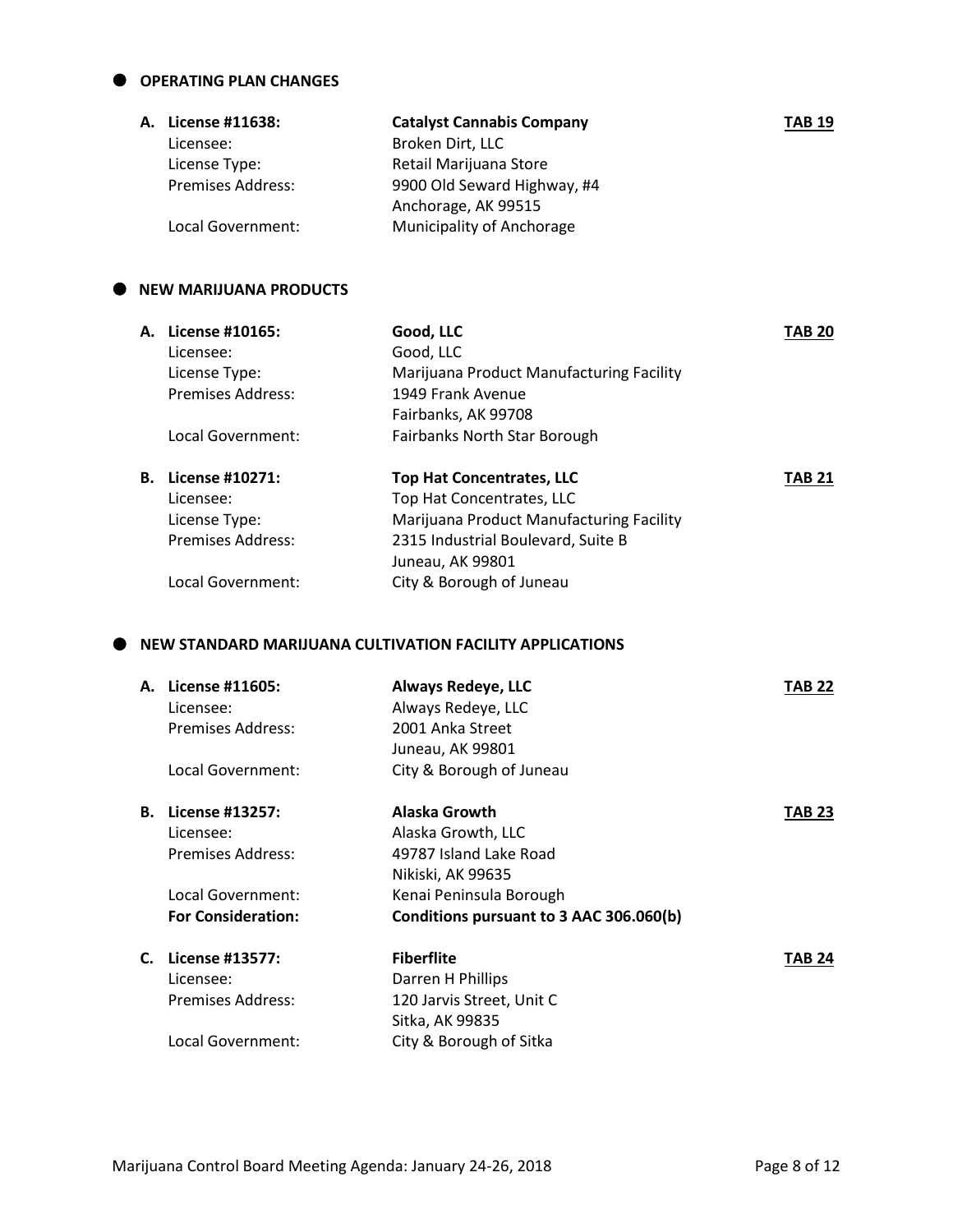## OPERATING PLAN CHANGES

**A. License #11638:** **Catalyst Cannabis Company** **TAB 19**

| | |
|---|---|
| Licensee: | Broken Dirt, LLC |
| License Type: | Retail Marijuana Store |
| Premises Address: | 9900 Old Seward Highway, #4<br>Anchorage, AK 99515 |
| Local Government: | Municipality of Anchorage |

## NEW MARIJUANA PRODUCTS

**A. License #10165:** **Good, LLC** **TAB 20**

| | |
|---|---|
| Licensee: | Good, LLC |
| License Type: | Marijuana Product Manufacturing Facility |
| Premises Address: | 1949 Frank Avenue<br>Fairbanks, AK 99708 |
| Local Government: | Fairbanks North Star Borough |

**B. License #10271:** **Top Hat Concentrates, LLC** **TAB 21**

| | |
|---|---|
| Licensee: | Top Hat Concentrates, LLC |
| License Type: | Marijuana Product Manufacturing Facility |
| Premises Address: | 2315 Industrial Boulevard, Suite B<br>Juneau, AK 99801 |
| Local Government: | City & Borough of Juneau |

## NEW STANDARD MARIJUANA CULTIVATION FACILITY APPLICATIONS

**A. License #11605:** **Always Redeye, LLC** **TAB 22**

| | |
|---|---|
| Licensee: | Always Redeye, LLC |
| Premises Address: | 2001 Anka Street<br>Juneau, AK 99801 |
| Local Government: | City & Borough of Juneau |

**B. License #13257:** **Alaska Growth** **TAB 23**

| | |
|---|---|
| Licensee: | Alaska Growth, LLC |
| Premises Address: | 49787 Island Lake Road<br>Nikiski, AK 99635 |
| Local Government: | Kenai Peninsula Borough |
| **For Consideration:** | **Conditions pursuant to 3 AAC 306.060(b)** |

**C. License #13577:** **Fiberflite** **TAB 24**

| | |
|---|---|
| Licensee: | Darren H Phillips |
| Premises Address: | 120 Jarvis Street, Unit C<br>Sitka, AK 99835 |
| Local Government: | City & Borough of Sitka |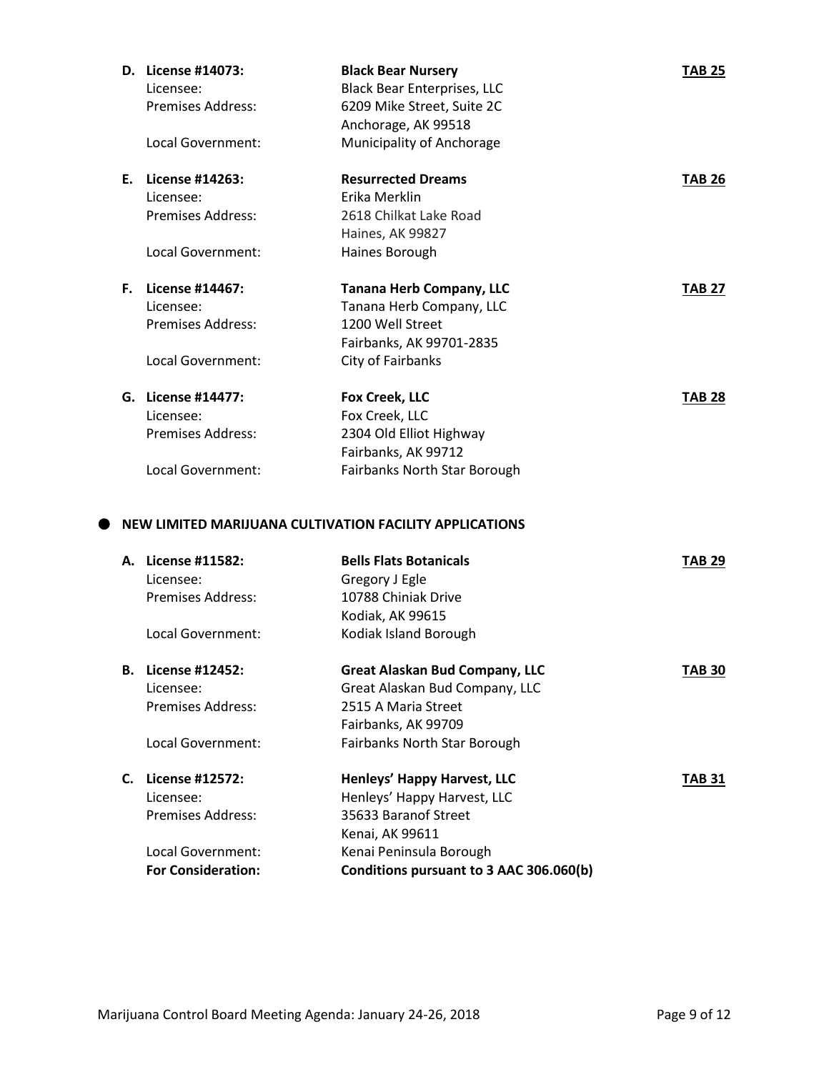**D. License #14073:** **Black Bear Nursery** **TAB 25**
Licensee: Black Bear Enterprises, LLC
Premises Address: 6209 Mike Street, Suite 2C
Anchorage, AK 99518
Local Government: Municipality of Anchorage

**E. License #14263:** **Resurrected Dreams** **TAB 26**
Licensee: Erika Merklin
Premises Address: 2618 Chilkat Lake Road
Haines, AK 99827
Local Government: Haines Borough

**F. License #14467:** **Tanana Herb Company, LLC** **TAB 27**
Licensee: Tanana Herb Company, LLC
Premises Address: 1200 Well Street
Fairbanks, AK 99701-2835
Local Government: City of Fairbanks

**G. License #14477:** **Fox Creek, LLC** **TAB 28**
Licensee: Fox Creek, LLC
Premises Address: 2304 Old Elliot Highway
Fairbanks, AK 99712
Local Government: Fairbanks North Star Borough

- **NEW LIMITED MARIJUANA CULTIVATION FACILITY APPLICATIONS**

**A. License #11582:** **Bells Flats Botanicals** **TAB 29**
Licensee: Gregory J Egle
Premises Address: 10788 Chiniak Drive
Kodiak, AK 99615
Local Government: Kodiak Island Borough

**B. License #12452:** **Great Alaskan Bud Company, LLC** **TAB 30**
Licensee: Great Alaskan Bud Company, LLC
Premises Address: 2515 A Maria Street
Fairbanks, AK 99709
Local Government: Fairbanks North Star Borough

**C. License #12572:** **Henleys' Happy Harvest, LLC** **TAB 31**
Licensee: Henleys' Happy Harvest, LLC
Premises Address: 35633 Baranof Street
Kenai, AK 99611
Local Government: Kenai Peninsula Borough
**For Consideration:** **Conditions pursuant to 3 AAC 306.060(b)**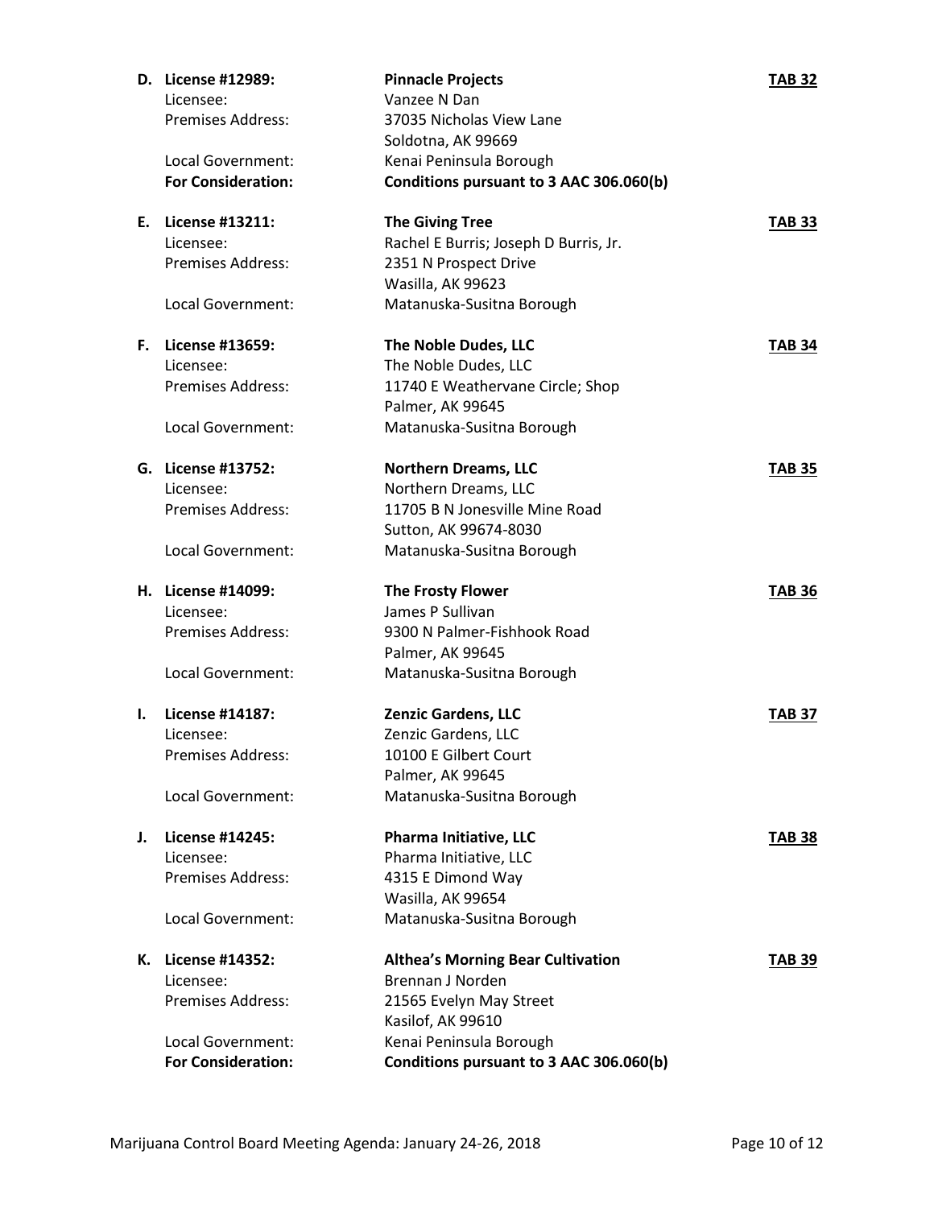**D. License #12989:** **Pinnacle Projects** **TAB 32**
Licensee: Vanzee N Dan
Premises Address: 37035 Nicholas View Lane
Soldotna, AK 99669
Local Government: Kenai Peninsula Borough
**For Consideration:** **Conditions pursuant to 3 AAC 306.060(b)**

**E. License #13211:** **The Giving Tree** **TAB 33**
Licensee: Rachel E Burris; Joseph D Burris, Jr.
Premises Address: 2351 N Prospect Drive
Wasilla, AK 99623
Local Government: Matanuska-Susitna Borough

**F. License #13659:** **The Noble Dudes, LLC** **TAB 34**
Licensee: The Noble Dudes, LLC
Premises Address: 11740 E Weathervane Circle; Shop
Palmer, AK 99645
Local Government: Matanuska-Susitna Borough

**G. License #13752:** **Northern Dreams, LLC** **TAB 35**
Licensee: Northern Dreams, LLC
Premises Address: 11705 B N Jonesville Mine Road
Sutton, AK 99674-8030
Local Government: Matanuska-Susitna Borough

**H. License #14099:** **The Frosty Flower** **TAB 36**
Licensee: James P Sullivan
Premises Address: 9300 N Palmer-Fishhook Road
Palmer, AK 99645
Local Government: Matanuska-Susitna Borough

**I. License #14187:** **Zenzic Gardens, LLC** **TAB 37**
Licensee: Zenzic Gardens, LLC
Premises Address: 10100 E Gilbert Court
Palmer, AK 99645
Local Government: Matanuska-Susitna Borough

**J. License #14245:** **Pharma Initiative, LLC** **TAB 38**
Licensee: Pharma Initiative, LLC
Premises Address: 4315 E Dimond Way
Wasilla, AK 99654
Local Government: Matanuska-Susitna Borough

**K. License #14352:** **Althea's Morning Bear Cultivation** **TAB 39**
Licensee: Brennan J Norden
Premises Address: 21565 Evelyn May Street
Kasilof, AK 99610
Local Government: Kenai Peninsula Borough
**For Consideration:** **Conditions pursuant to 3 AAC 306.060(b)**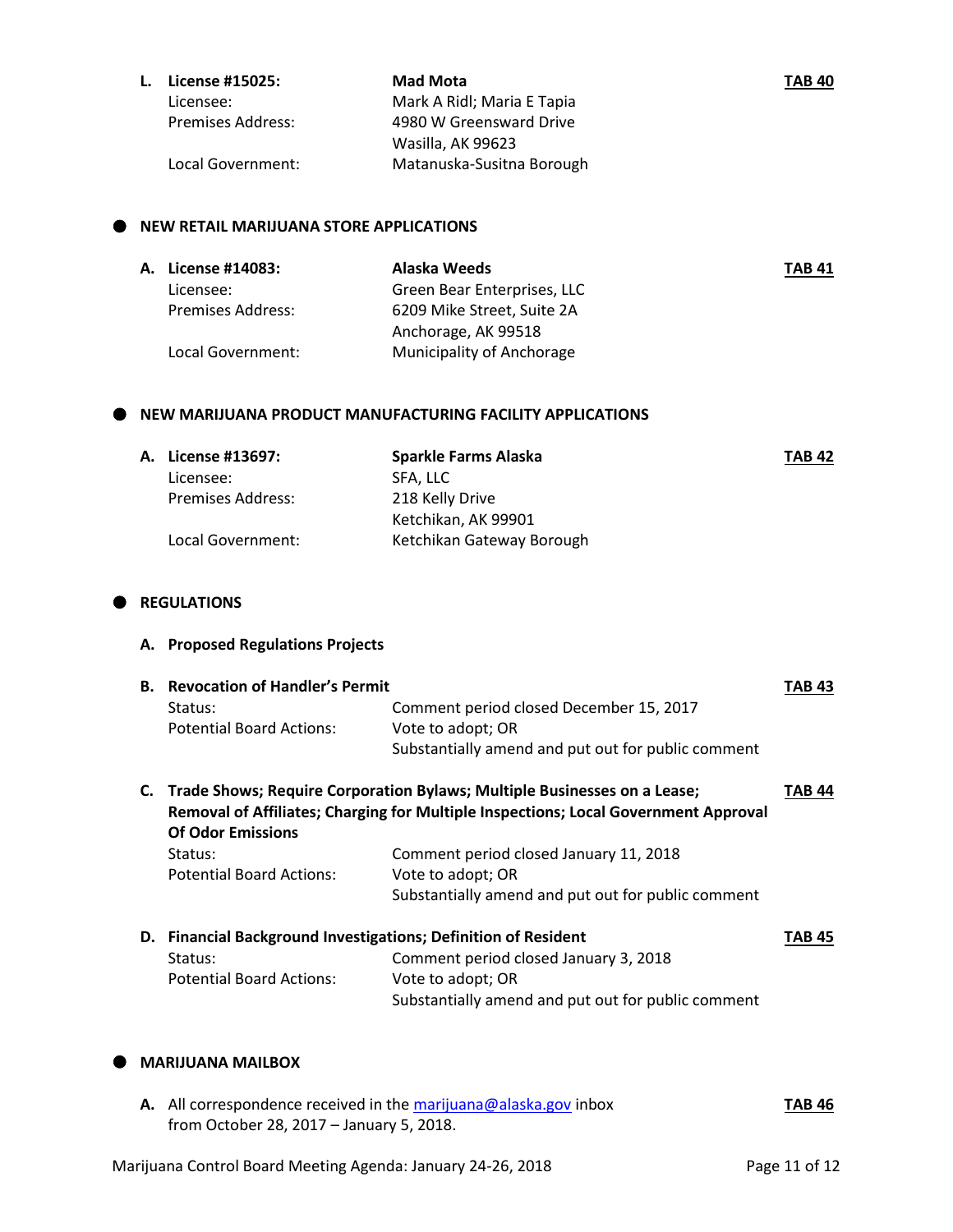**L. License #15025:** **Mad Mota** **TAB 40**

Licensee: Mark A Ridl; Maria E Tapia

Premises Address: 4980 W Greensward Drive
Wasilla, AK 99623

Local Government: Matanuska-Susitna Borough

## NEW RETAIL MARIJUANA STORE APPLICATIONS

**A. License #14083:** **Alaska Weeds** **TAB 41**

Licensee: Green Bear Enterprises, LLC

Premises Address: 6209 Mike Street, Suite 2A
Anchorage, AK 99518

Local Government: Municipality of Anchorage

## NEW MARIJUANA PRODUCT MANUFACTURING FACILITY APPLICATIONS

**A. License #13697:** **Sparkle Farms Alaska** **TAB 42**

Licensee: SFA, LLC

Premises Address: 218 Kelly Drive
Ketchikan, AK 99901

Local Government: Ketchikan Gateway Borough

## REGULATIONS

**A. Proposed Regulations Projects**

**B. Revocation of Handler's Permit** **TAB 43**

Status: Comment period closed December 15, 2017

Potential Board Actions: Vote to adopt; OR
Substantially amend and put out for public comment

**C. Trade Shows; Require Corporation Bylaws; Multiple Businesses on a Lease; Removal of Affiliates; Charging for Multiple Inspections; Local Government Approval Of Odor Emissions** **TAB 44**

Status: Comment period closed January 11, 2018

Potential Board Actions: Vote to adopt; OR
Substantially amend and put out for public comment

**D. Financial Background Investigations; Definition of Resident** **TAB 45**

Status: Comment period closed January 3, 2018

Potential Board Actions: Vote to adopt; OR
Substantially amend and put out for public comment

## MARIJUANA MAILBOX

**A.** All correspondence received in the marijuana@alaska.gov inbox from October 28, 2017 – January 5, 2018. **TAB 46**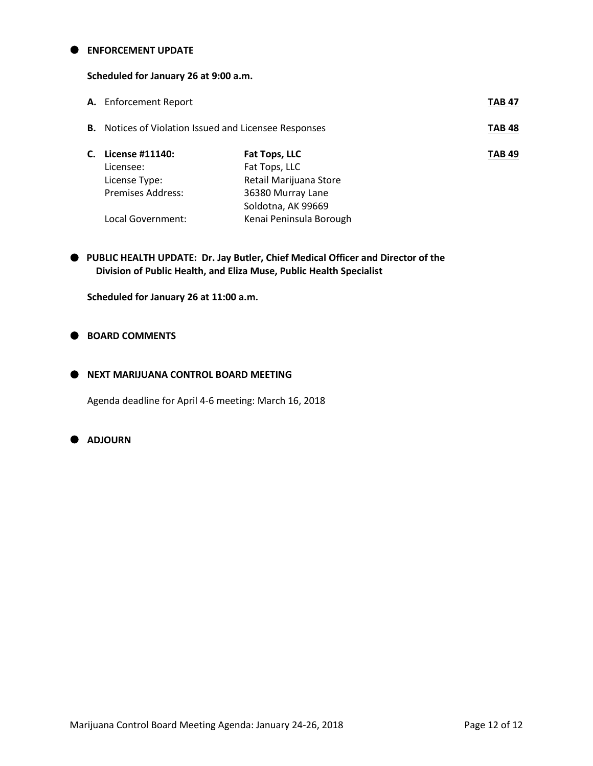## ENFORCEMENT UPDATE

**Scheduled for January 26 at 9:00 a.m.**

**A.** Enforcement Report **TAB 47**

**B.** Notices of Violation Issued and Licensee Responses **TAB 48**

**C. License #11140: Fat Tops, LLC** **TAB 49**

| | | |
|---|---|---|
| Licensee: | Fat Tops, LLC | |
| License Type: | Retail Marijuana Store | |
| Premises Address: | 36380 Murray Lane<br>Soldotna, AK 99669 | |
| Local Government: | Kenai Peninsula Borough | |

## PUBLIC HEALTH UPDATE: Dr. Jay Butler, Chief Medical Officer and Director of the Division of Public Health, and Eliza Muse, Public Health Specialist

**Scheduled for January 26 at 11:00 a.m.**

## BOARD COMMENTS

## NEXT MARIJUANA CONTROL BOARD MEETING

Agenda deadline for April 4-6 meeting: March 16, 2018

## ADJOURN